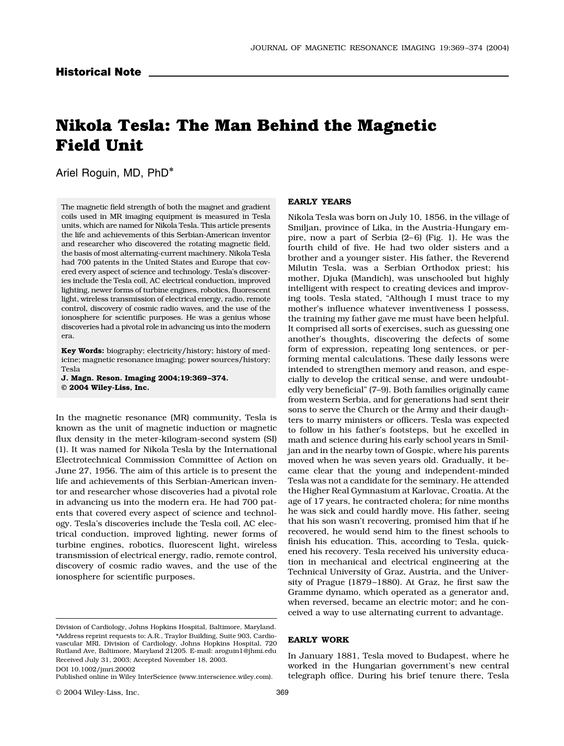## Historical Note

# Nikola Tesla: The Man Behind the Magnetic Field Unit

Ariel Roguin, MD, PhD*

The magnetic field strength of both the magnet and gradient coils used in MR imaging equipment is measured in Tesla units, which are named for Nikola Tesla. This article presents the life and achievements of this Serbian-American inventor and researcher who discovered the rotating magnetic field, the basis of most alternating-current machinery. Nikola Tesla had 700 patents in the United States and Europe that covered every aspect of science and technology. Tesla's discoveries include the Tesla coil, AC electrical conduction, improved lighting, newer forms of turbine engines, robotics, fluorescent light, wireless transmission of electrical energy, radio, remote control, discovery of cosmic radio waves, and the use of the ionosphere for scientific purposes. He was a genius whose discoveries had a pivotal role in advancing us into the modern era.

**Key Words:** biography; electricity/history; history of medicine; magnetic resonance imaging; power sources/history; Tesla

**J. Magn. Reson. Imaging 2004;19:369–374.**
**© 2004 Wiley-Liss, Inc.**

In the magnetic resonance (MR) community, Tesla is known as the unit of magnetic induction or magnetic flux density in the meter-kilogram-second system (SI) (1). It was named for Nikola Tesla by the International Electrotechnical Commission Committee of Action on June 27, 1956. The aim of this article is to present the life and achievements of this Serbian-American inventor and researcher whose discoveries had a pivotal role in advancing us into the modern era. He had 700 patents that covered every aspect of science and technology. Tesla's discoveries include the Tesla coil, AC electrical conduction, improved lighting, newer forms of turbine engines, robotics, fluorescent light, wireless transmission of electrical energy, radio, remote control, discovery of cosmic radio waves, and the use of the ionosphere for scientific purposes.

Division of Cardiology, Johns Hopkins Hospital, Baltimore, Maryland.
*Address reprint requests to: A.R., Traylor Building, Suite 903, Cardiovascular MRI, Division of Cardiology, Johns Hopkins Hospital, 720 Rutland Ave, Baltimore, Maryland 21205. E-mail: aroguin1@jhmi.edu
Received July 31, 2003; Accepted November 18, 2003.
DOI 10.1002/jmri.20002
Published online in Wiley InterScience (www.interscience.wiley.com).

## EARLY YEARS

Nikola Tesla was born on July 10, 1856, in the village of Smiljan, province of Lika, in the Austria-Hungary empire, now a part of Serbia (2–6) (Fig. 1). He was the fourth child of five. He had two older sisters and a brother and a younger sister. His father, the Reverend Milutin Tesla, was a Serbian Orthodox priest; his mother, Djuka (Mandich), was unschooled but highly intelligent with respect to creating devices and improving tools. Tesla stated, "Although I must trace to my mother's influence whatever inventiveness I possess, the training my father gave me must have been helpful. It comprised all sorts of exercises, such as guessing one another's thoughts, discovering the defects of some form of expression, repeating long sentences, or performing mental calculations. These daily lessons were intended to strengthen memory and reason, and especially to develop the critical sense, and were undoubtedly very beneficial" (7–9). Both families originally came from western Serbia, and for generations had sent their sons to serve the Church or the Army and their daughters to marry ministers or officers. Tesla was expected to follow in his father's footsteps, but he excelled in math and science during his early school years in Smiljan and in the nearby town of Gospic, where his parents moved when he was seven years old. Gradually, it became clear that the young and independent-minded Tesla was not a candidate for the seminary. He attended the Higher Real Gymnasium at Karlovac, Croatia. At the age of 17 years, he contracted cholera; for nine months he was sick and could hardly move. His father, seeing that his son wasn't recovering, promised him that if he recovered, he would send him to the finest schools to finish his education. This, according to Tesla, quickened his recovery. Tesla received his university education in mechanical and electrical engineering at the Technical University of Graz, Austria, and the University of Prague (1879–1880). At Graz, he first saw the Gramme dynamo, which operated as a generator and, when reversed, became an electric motor; and he conceived a way to use alternating current to advantage.

## EARLY WORK

In January 1881, Tesla moved to Budapest, where he worked in the Hungarian government's new central telegraph office. During his brief tenure there, Tesla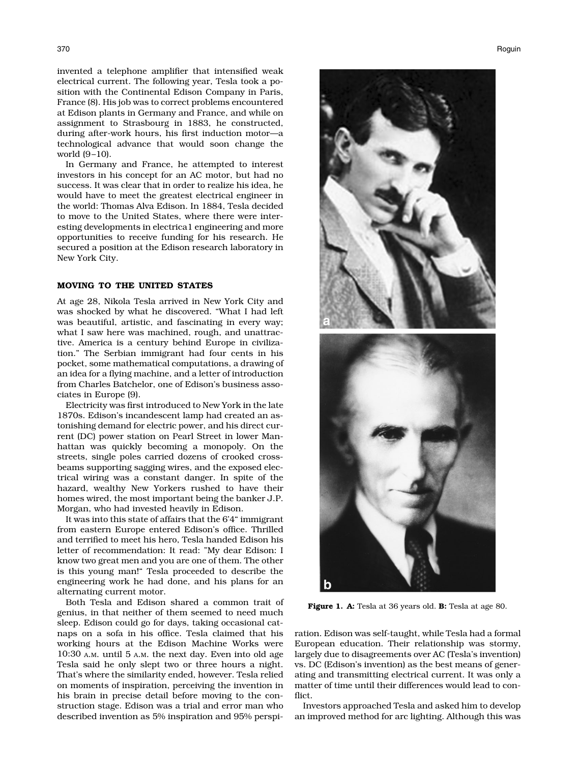invented a telephone amplifier that intensified weak electrical current. The following year, Tesla took a position with the Continental Edison Company in Paris, France (8). His job was to correct problems encountered at Edison plants in Germany and France, and while on assignment to Strasbourg in 1883, he constructed, during after-work hours, his first induction motor—a technological advance that would soon change the world (9–10).

In Germany and France, he attempted to interest investors in his concept for an AC motor, but had no success. It was clear that in order to realize his idea, he would have to meet the greatest electrical engineer in the world: Thomas Alva Edison. In 1884, Tesla decided to move to the United States, where there were interesting developments in electrica1 engineering and more opportunities to receive funding for his research. He secured a position at the Edison research laboratory in New York City.

## MOVING TO THE UNITED STATES

At age 28, Nikola Tesla arrived in New York City and was shocked by what he discovered. "What I had left was beautiful, artistic, and fascinating in every way; what I saw here was machined, rough, and unattractive. America is a century behind Europe in civilization." The Serbian immigrant had four cents in his pocket, some mathematical computations, a drawing of an idea for a flying machine, and a letter of introduction from Charles Batchelor, one of Edison's business associates in Europe (9).

Electricity was first introduced to New York in the late 1870s. Edison's incandescent lamp had created an astonishing demand for electric power, and his direct current (DC) power station on Pearl Street in lower Manhattan was quickly becoming a monopoly. On the streets, single poles carried dozens of crooked crossbeams supporting sagging wires, and the exposed electrical wiring was a constant danger. In spite of the hazard, wealthy New Yorkers rushed to have their homes wired, the most important being the banker J.P. Morgan, who had invested heavily in Edison.

It was into this state of affairs that the 6'4" immigrant from eastern Europe entered Edison's office. Thrilled and terrified to meet his hero, Tesla handed Edison his letter of recommendation: It read: "My dear Edison: I know two great men and you are one of them. The other is this young man!" Tesla proceeded to describe the engineering work he had done, and his plans for an alternating current motor.

Both Tesla and Edison shared a common trait of genius, in that neither of them seemed to need much sleep. Edison could go for days, taking occasional catnaps on a sofa in his office. Tesla claimed that his working hours at the Edison Machine Works were 10:30 A.M. until 5 A.M. the next day. Even into old age Tesla said he only slept two or three hours a night. That's where the similarity ended, however. Tesla relied on moments of inspiration, perceiving the invention in his brain in precise detail before moving to the construction stage. Edison was a trial and error man who described invention as 5% inspiration and 95% perspiration. Edison was self-taught, while Tesla had a formal European education. Their relationship was stormy, largely due to disagreements over AC (Tesla's invention) vs. DC (Edison's invention) as the best means of generating and transmitting electrical current. It was only a matter of time until their differences would lead to conflict.

**Figure 1. A:** Tesla at 36 years old. **B:** Tesla at age 80.

Investors approached Tesla and asked him to develop an improved method for arc lighting. Although this was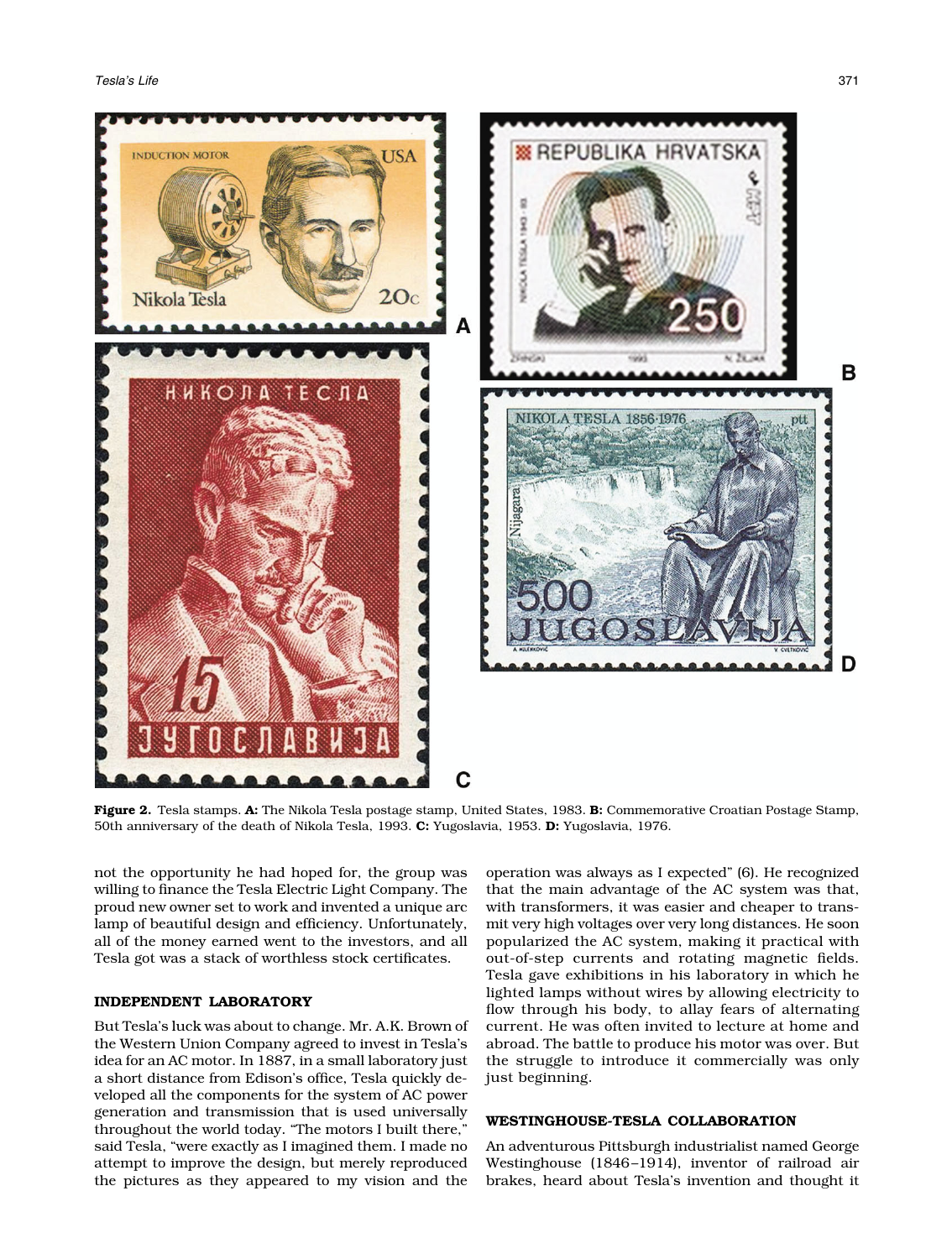**Figure 2.** Tesla stamps. **A:** The Nikola Tesla postage stamp, United States, 1983. **B:** Commemorative Croatian Postage Stamp, 50th anniversary of the death of Nikola Tesla, 1993. **C:** Yugoslavia, 1953. **D:** Yugoslavia, 1976.

not the opportunity he had hoped for, the group was willing to finance the Tesla Electric Light Company. The proud new owner set to work and invented a unique arc lamp of beautiful design and efficiency. Unfortunately, all of the money earned went to the investors, and all Tesla got was a stack of worthless stock certificates.

## INDEPENDENT LABORATORY

But Tesla's luck was about to change. Mr. A.K. Brown of the Western Union Company agreed to invest in Tesla's idea for an AC motor. In 1887, in a small laboratory just a short distance from Edison's office, Tesla quickly developed all the components for the system of AC power generation and transmission that is used universally throughout the world today. "The motors I built there," said Tesla, "were exactly as I imagined them. I made no attempt to improve the design, but merely reproduced the pictures as they appeared to my vision and the operation was always as I expected" (6). He recognized that the main advantage of the AC system was that, with transformers, it was easier and cheaper to transmit very high voltages over very long distances. He soon popularized the AC system, making it practical with out-of-step currents and rotating magnetic fields. Tesla gave exhibitions in his laboratory in which he lighted lamps without wires by allowing electricity to flow through his body, to allay fears of alternating current. He was often invited to lecture at home and abroad. The battle to produce his motor was over. But the struggle to introduce it commercially was only just beginning.

## WESTINGHOUSE-TESLA COLLABORATION

An adventurous Pittsburgh industrialist named George Westinghouse (1846–1914), inventor of railroad air brakes, heard about Tesla's invention and thought it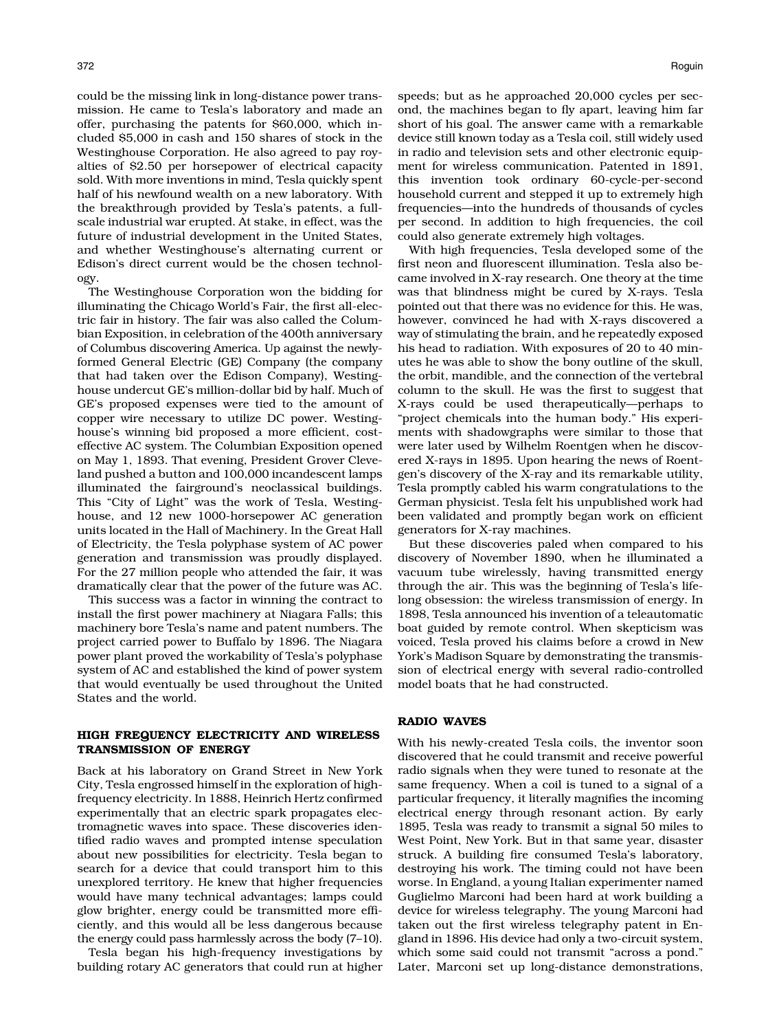could be the missing link in long-distance power transmission. He came to Tesla's laboratory and made an offer, purchasing the patents for $60,000, which included $5,000 in cash and 150 shares of stock in the Westinghouse Corporation. He also agreed to pay royalties of $2.50 per horsepower of electrical capacity sold. With more inventions in mind, Tesla quickly spent half of his newfound wealth on a new laboratory. With the breakthrough provided by Tesla's patents, a full-scale industrial war erupted. At stake, in effect, was the future of industrial development in the United States, and whether Westinghouse's alternating current or Edison's direct current would be the chosen technology.

The Westinghouse Corporation won the bidding for illuminating the Chicago World's Fair, the first all-electric fair in history. The fair was also called the Columbian Exposition, in celebration of the 400th anniversary of Columbus discovering America. Up against the newly-formed General Electric (GE) Company (the company that had taken over the Edison Company), Westinghouse undercut GE's million-dollar bid by half. Much of GE's proposed expenses were tied to the amount of copper wire necessary to utilize DC power. Westinghouse's winning bid proposed a more efficient, cost-effective AC system. The Columbian Exposition opened on May 1, 1893. That evening, President Grover Cleveland pushed a button and 100,000 incandescent lamps illuminated the fairground's neoclassical buildings. This "City of Light" was the work of Tesla, Westinghouse, and 12 new 1000-horsepower AC generation units located in the Hall of Machinery. In the Great Hall of Electricity, the Tesla polyphase system of AC power generation and transmission was proudly displayed. For the 27 million people who attended the fair, it was dramatically clear that the power of the future was AC.

This success was a factor in winning the contract to install the first power machinery at Niagara Falls; this machinery bore Tesla's name and patent numbers. The project carried power to Buffalo by 1896. The Niagara power plant proved the workability of Tesla's polyphase system of AC and established the kind of power system that would eventually be used throughout the United States and the world.

## HIGH FREQUENCY ELECTRICITY AND WIRELESS TRANSMISSION OF ENERGY

Back at his laboratory on Grand Street in New York City, Tesla engrossed himself in the exploration of high-frequency electricity. In 1888, Heinrich Hertz confirmed experimentally that an electric spark propagates electromagnetic waves into space. These discoveries identified radio waves and prompted intense speculation about new possibilities for electricity. Tesla began to search for a device that could transport him to this unexplored territory. He knew that higher frequencies would have many technical advantages; lamps could glow brighter, energy could be transmitted more efficiently, and this would all be less dangerous because the energy could pass harmlessly across the body (7–10).

Tesla began his high-frequency investigations by building rotary AC generators that could run at higher speeds; but as he approached 20,000 cycles per second, the machines began to fly apart, leaving him far short of his goal. The answer came with a remarkable device still known today as a Tesla coil, still widely used in radio and television sets and other electronic equipment for wireless communication. Patented in 1891, this invention took ordinary 60-cycle-per-second household current and stepped it up to extremely high frequencies—into the hundreds of thousands of cycles per second. In addition to high frequencies, the coil could also generate extremely high voltages.

With high frequencies, Tesla developed some of the first neon and fluorescent illumination. Tesla also became involved in X-ray research. One theory at the time was that blindness might be cured by X-rays. Tesla pointed out that there was no evidence for this. He was, however, convinced he had with X-rays discovered a way of stimulating the brain, and he repeatedly exposed his head to radiation. With exposures of 20 to 40 minutes he was able to show the bony outline of the skull, the orbit, mandible, and the connection of the vertebral column to the skull. He was the first to suggest that X-rays could be used therapeutically—perhaps to "project chemicals into the human body." His experiments with shadowgraphs were similar to those that were later used by Wilhelm Roentgen when he discovered X-rays in 1895. Upon hearing the news of Roentgen's discovery of the X-ray and its remarkable utility, Tesla promptly cabled his warm congratulations to the German physicist. Tesla felt his unpublished work had been validated and promptly began work on efficient generators for X-ray machines.

But these discoveries paled when compared to his discovery of November 1890, when he illuminated a vacuum tube wirelessly, having transmitted energy through the air. This was the beginning of Tesla's lifelong obsession: the wireless transmission of energy. In 1898, Tesla announced his invention of a teleautomatic boat guided by remote control. When skepticism was voiced, Tesla proved his claims before a crowd in New York's Madison Square by demonstrating the transmission of electrical energy with several radio-controlled model boats that he had constructed.

## RADIO WAVES

With his newly-created Tesla coils, the inventor soon discovered that he could transmit and receive powerful radio signals when they were tuned to resonate at the same frequency. When a coil is tuned to a signal of a particular frequency, it literally magnifies the incoming electrical energy through resonant action. By early 1895, Tesla was ready to transmit a signal 50 miles to West Point, New York. But in that same year, disaster struck. A building fire consumed Tesla's laboratory, destroying his work. The timing could not have been worse. In England, a young Italian experimenter named Guglielmo Marconi had been hard at work building a device for wireless telegraphy. The young Marconi had taken out the first wireless telegraphy patent in England in 1896. His device had only a two-circuit system, which some said could not transmit "across a pond." Later, Marconi set up long-distance demonstrations,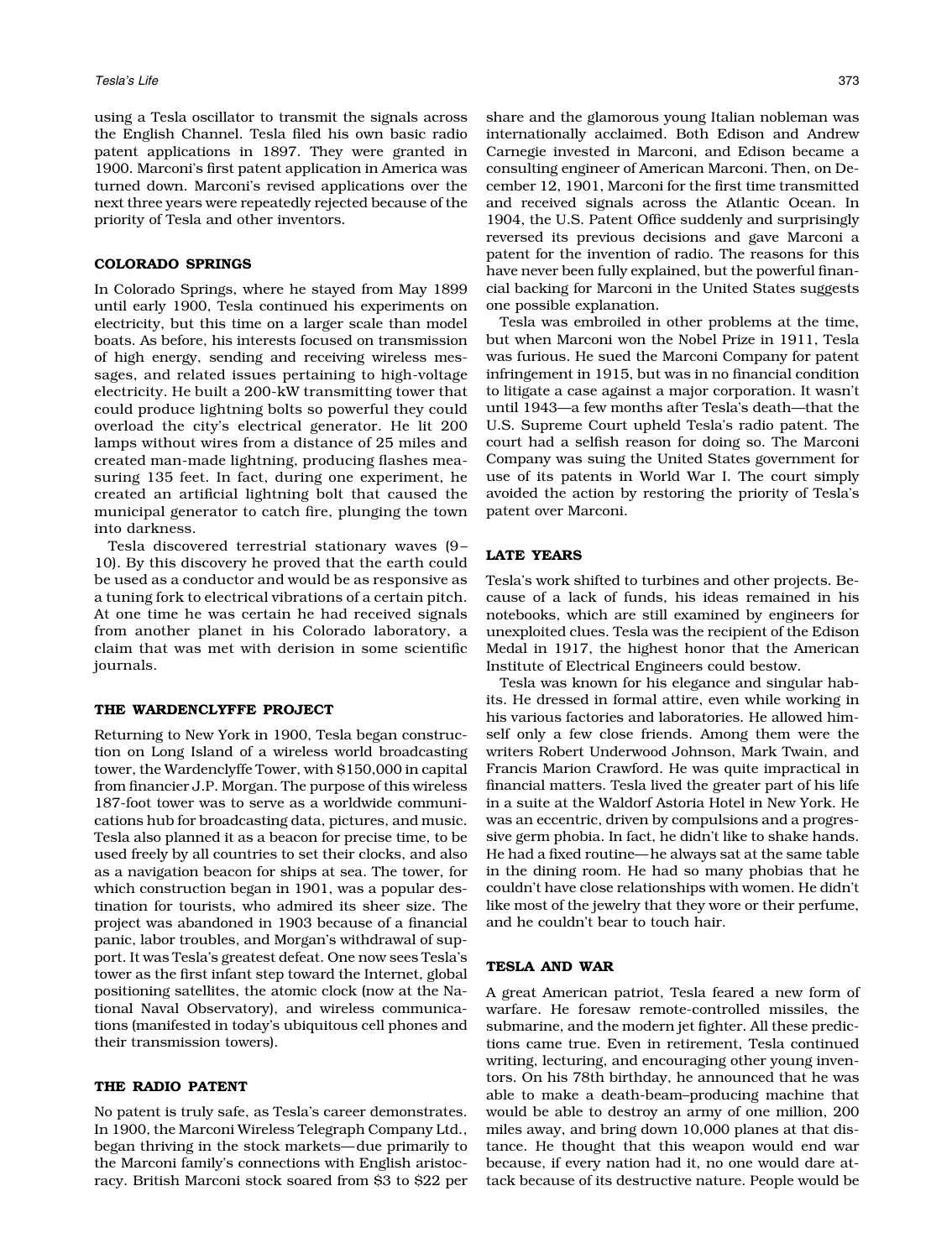using a Tesla oscillator to transmit the signals across the English Channel. Tesla filed his own basic radio patent applications in 1897. They were granted in 1900. Marconi's first patent application in America was turned down. Marconi's revised applications over the next three years were repeatedly rejected because of the priority of Tesla and other inventors.

## COLORADO SPRINGS

In Colorado Springs, where he stayed from May 1899 until early 1900, Tesla continued his experiments on electricity, but this time on a larger scale than model boats. As before, his interests focused on transmission of high energy, sending and receiving wireless messages, and related issues pertaining to high-voltage electricity. He built a 200-kW transmitting tower that could produce lightning bolts so powerful they could overload the city's electrical generator. He lit 200 lamps without wires from a distance of 25 miles and created man-made lightning, producing flashes measuring 135 feet. In fact, during one experiment, he created an artificial lightning bolt that caused the municipal generator to catch fire, plunging the town into darkness.

Tesla discovered terrestrial stationary waves (9–10). By this discovery he proved that the earth could be used as a conductor and would be as responsive as a tuning fork to electrical vibrations of a certain pitch. At one time he was certain he had received signals from another planet in his Colorado laboratory, a claim that was met with derision in some scientific journals.

## THE WARDENCLYFFE PROJECT

Returning to New York in 1900, Tesla began construction on Long Island of a wireless world broadcasting tower, the Wardenclyffe Tower, with $150,000 in capital from financier J.P. Morgan. The purpose of this wireless 187-foot tower was to serve as a worldwide communications hub for broadcasting data, pictures, and music. Tesla also planned it as a beacon for precise time, to be used freely by all countries to set their clocks, and also as a navigation beacon for ships at sea. The tower, for which construction began in 1901, was a popular destination for tourists, who admired its sheer size. The project was abandoned in 1903 because of a financial panic, labor troubles, and Morgan's withdrawal of support. It was Tesla's greatest defeat. One now sees Tesla's tower as the first infant step toward the Internet, global positioning satellites, the atomic clock (now at the National Naval Observatory), and wireless communications (manifested in today's ubiquitous cell phones and their transmission towers).

## THE RADIO PATENT

No patent is truly safe, as Tesla's career demonstrates. In 1900, the Marconi Wireless Telegraph Company Ltd., began thriving in the stock markets—due primarily to the Marconi family's connections with English aristocracy. British Marconi stock soared from $3 to $22 per share and the glamorous young Italian nobleman was internationally acclaimed. Both Edison and Andrew Carnegie invested in Marconi, and Edison became a consulting engineer of American Marconi. Then, on December 12, 1901, Marconi for the first time transmitted and received signals across the Atlantic Ocean. In 1904, the U.S. Patent Office suddenly and surprisingly reversed its previous decisions and gave Marconi a patent for the invention of radio. The reasons for this have never been fully explained, but the powerful financial backing for Marconi in the United States suggests one possible explanation.

Tesla was embroiled in other problems at the time, but when Marconi won the Nobel Prize in 1911, Tesla was furious. He sued the Marconi Company for patent infringement in 1915, but was in no financial condition to litigate a case against a major corporation. It wasn't until 1943—a few months after Tesla's death—that the U.S. Supreme Court upheld Tesla's radio patent. The court had a selfish reason for doing so. The Marconi Company was suing the United States government for use of its patents in World War I. The court simply avoided the action by restoring the priority of Tesla's patent over Marconi.

## LATE YEARS

Tesla's work shifted to turbines and other projects. Because of a lack of funds, his ideas remained in his notebooks, which are still examined by engineers for unexploited clues. Tesla was the recipient of the Edison Medal in 1917, the highest honor that the American Institute of Electrical Engineers could bestow.

Tesla was known for his elegance and singular habits. He dressed in formal attire, even while working in his various factories and laboratories. He allowed himself only a few close friends. Among them were the writers Robert Underwood Johnson, Mark Twain, and Francis Marion Crawford. He was quite impractical in financial matters. Tesla lived the greater part of his life in a suite at the Waldorf Astoria Hotel in New York. He was an eccentric, driven by compulsions and a progressive germ phobia. In fact, he didn't like to shake hands. He had a fixed routine—he always sat at the same table in the dining room. He had so many phobias that he couldn't have close relationships with women. He didn't like most of the jewelry that they wore or their perfume, and he couldn't bear to touch hair.

## TESLA AND WAR

A great American patriot, Tesla feared a new form of warfare. He foresaw remote-controlled missiles, the submarine, and the modern jet fighter. All these predictions came true. Even in retirement, Tesla continued writing, lecturing, and encouraging other young inventors. On his 78th birthday, he announced that he was able to make a death-beam–producing machine that would be able to destroy an army of one million, 200 miles away, and bring down 10,000 planes at that distance. He thought that this weapon would end war because, if every nation had it, no one would dare attack because of its destructive nature. People would be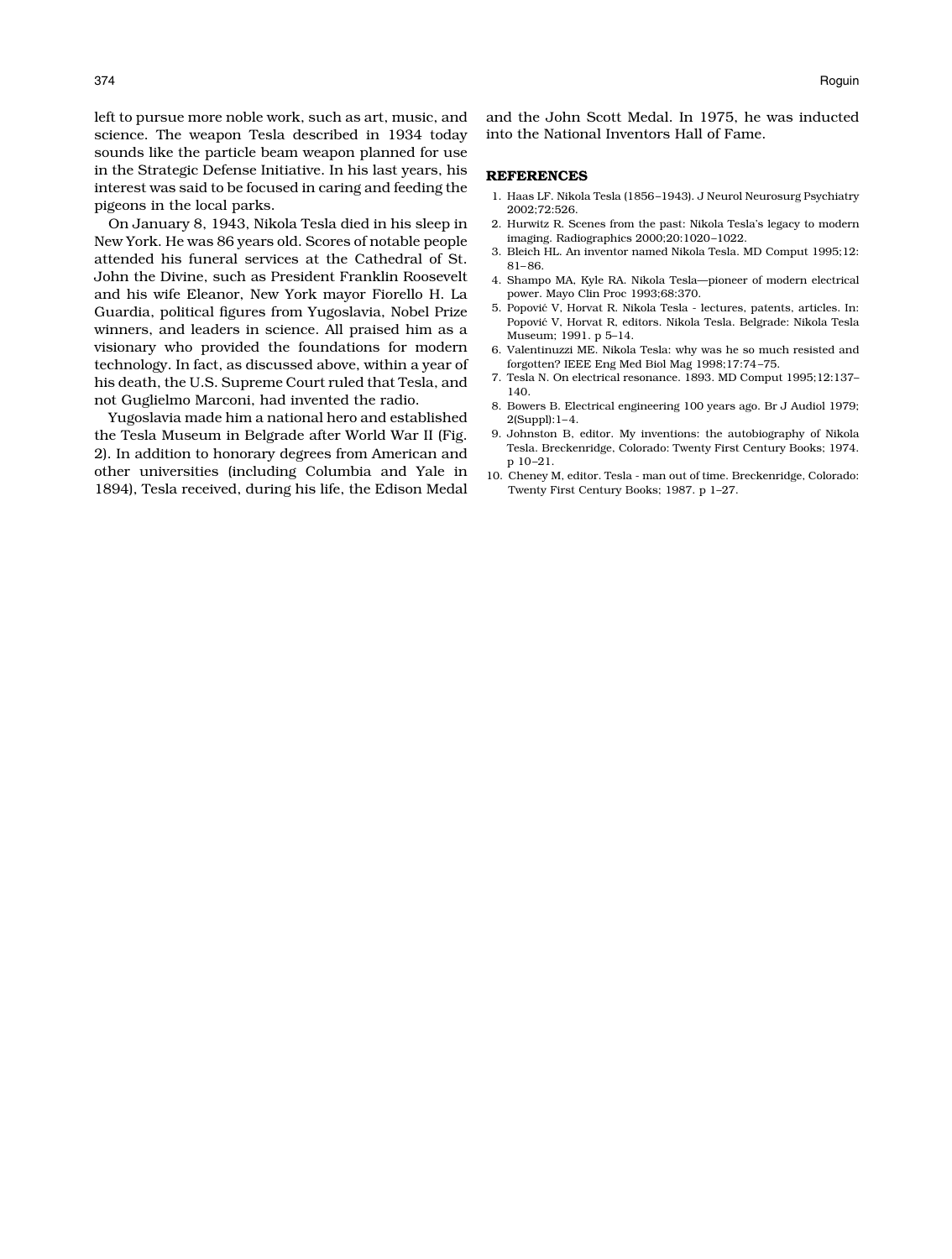left to pursue more noble work, such as art, music, and science. The weapon Tesla described in 1934 today sounds like the particle beam weapon planned for use in the Strategic Defense Initiative. In his last years, his interest was said to be focused in caring and feeding the pigeons in the local parks.

On January 8, 1943, Nikola Tesla died in his sleep in New York. He was 86 years old. Scores of notable people attended his funeral services at the Cathedral of St. John the Divine, such as President Franklin Roosevelt and his wife Eleanor, New York mayor Fiorello H. La Guardia, political figures from Yugoslavia, Nobel Prize winners, and leaders in science. All praised him as a visionary who provided the foundations for modern technology. In fact, as discussed above, within a year of his death, the U.S. Supreme Court ruled that Tesla, and not Guglielmo Marconi, had invented the radio.

Yugoslavia made him a national hero and established the Tesla Museum in Belgrade after World War II (Fig. 2). In addition to honorary degrees from American and other universities (including Columbia and Yale in 1894), Tesla received, during his life, the Edison Medal and the John Scott Medal. In 1975, he was inducted into the National Inventors Hall of Fame.

## REFERENCES

1. Haas LF. Nikola Tesla (1856–1943). J Neurol Neurosurg Psychiatry 2002;72:526.
2. Hurwitz R. Scenes from the past: Nikola Tesla's legacy to modern imaging. Radiographics 2000;20:1020–1022.
3. Bleich HL. An inventor named Nikola Tesla. MD Comput 1995;12: 81–86.
4. Shampo MA, Kyle RA. Nikola Tesla—pioneer of modern electrical power. Mayo Clin Proc 1993;68:370.
5. Popović V, Horvat R. Nikola Tesla - lectures, patents, articles. In: Popović V, Horvat R, editors. Nikola Tesla. Belgrade: Nikola Tesla Museum; 1991. p 5–14.
6. Valentinuzzi ME. Nikola Tesla: why was he so much resisted and forgotten? IEEE Eng Med Biol Mag 1998;17:74–75.
7. Tesla N. On electrical resonance. 1893. MD Comput 1995;12:137–140.
8. Bowers B. Electrical engineering 100 years ago. Br J Audiol 1979; 2(Suppl):1–4.
9. Johnston B, editor. My inventions: the autobiography of Nikola Tesla. Breckenridge, Colorado: Twenty First Century Books; 1974. p 10–21.
10. Cheney M, editor. Tesla - man out of time. Breckenridge, Colorado: Twenty First Century Books; 1987. p 1–27.